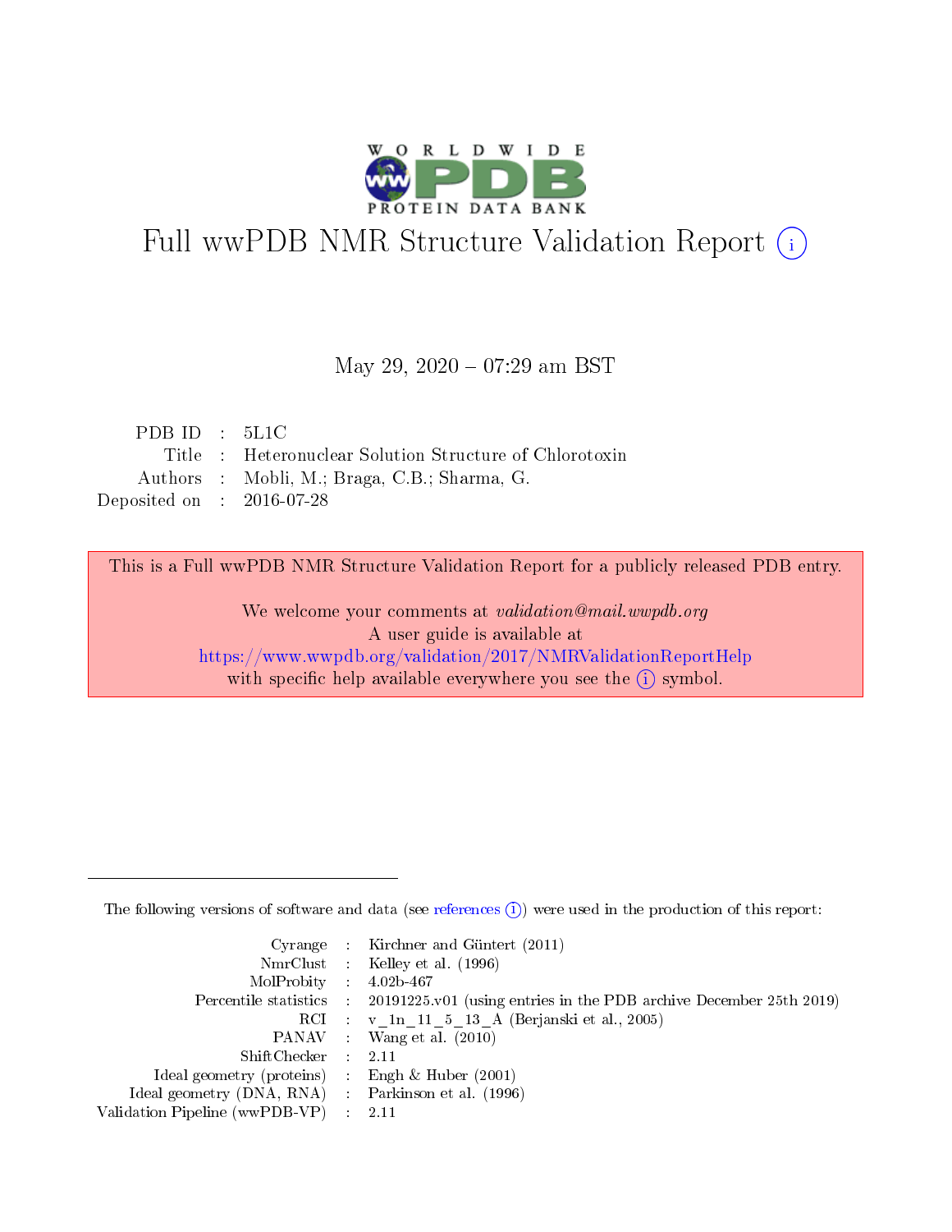# Full wwPDB NMR Structure Validation Report (i)

May 29, 2020 – 07:29 am BST

| | | |
|---|---|---|
| PDB ID | : | 5L1C |
| Title | : | Heteronuclear Solution Structure of Chlorotoxin |
| Authors | : | Mobli, M.; Braga, C.B.; Sharma, G. |
| Deposited on | : | 2016-07-28 |

This is a Full wwPDB NMR Structure Validation Report for a publicly released PDB entry.

We welcome your comments at *validation@mail.wwpdb.org*
A user guide is available at
https://www.wwpdb.org/validation/2017/NMRValidationReportHelp
with specific help available everywhere you see the (i) symbol.

---

The following versions of software and data (see references (i)) were used in the production of this report:

| | | |
|---|---|---|
| Cyrange | : | Kirchner and Güntert (2011) |
| NmrClust | : | Kelley et al. (1996) |
| MolProbity | : | 4.02b-467 |
| Percentile statistics | : | 20191225.v01 (using entries in the PDB archive December 25th 2019) |
| RCI | : | v_1n_11_5_13_A (Berjanski et al., 2005) |
| PANAV | : | Wang et al. (2010) |
| ShiftChecker | : | 2.11 |
| Ideal geometry (proteins) | : | Engh & Huber (2001) |
| Ideal geometry (DNA, RNA) | : | Parkinson et al. (1996) |
| Validation Pipeline (wwPDB-VP) | : | 2.11 |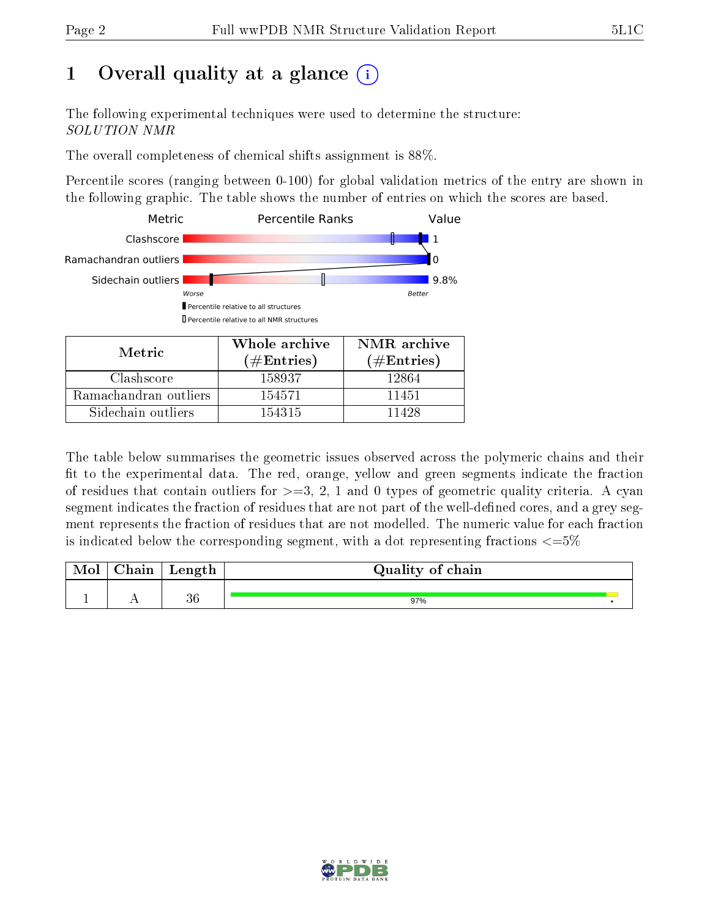# 1 Overall quality at a glance (i)

The following experimental techniques were used to determine the structure:
*SOLUTION NMR*

The overall completeness of chemical shifts assignment is 88%.

Percentile scores (ranging between 0-100) for global validation metrics of the entry are shown in the following graphic. The table shows the number of entries on which the scores are based.

| Metric | Percentile Ranks | Value |
|---|---|---|
| Clashscore | | 1 |
| Ramachandran outliers | | 0 |
| Sidechain outliers | | 9.8% |

Worse — Better

▮ Percentile relative to all structures
▯ Percentile relative to all NMR structures

| Metric | Whole archive (#Entries) | NMR archive (#Entries) |
|---|---|---|
| Clashscore | 158937 | 12864 |
| Ramachandran outliers | 154571 | 11451 |
| Sidechain outliers | 154315 | 11428 |

The table below summarises the geometric issues observed across the polymeric chains and their fit to the experimental data. The red, orange, yellow and green segments indicate the fraction of residues that contain outliers for >=3, 2, 1 and 0 types of geometric quality criteria. A cyan segment indicates the fraction of residues that are not part of the well-defined cores, and a grey segment represents the fraction of residues that are not modelled. The numeric value for each fraction is indicated below the corresponding segment, with a dot representing fractions <=5%

| Mol | Chain | Length | Quality of chain |
|---|---|---|---|
| 1 | A | 36 | 97% • |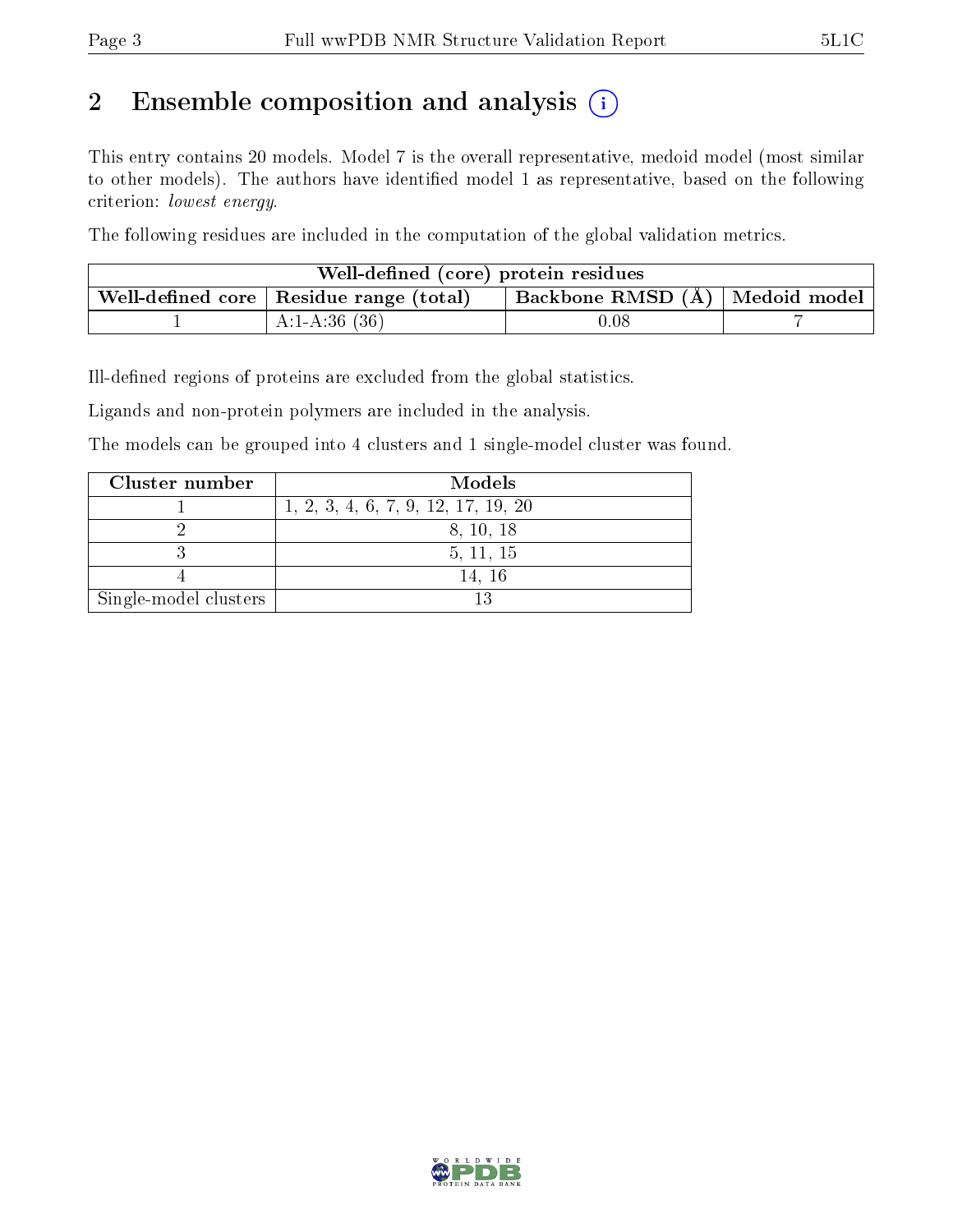# 2 Ensemble composition and analysis (i)

This entry contains 20 models. Model 7 is the overall representative, medoid model (most similar to other models). The authors have identified model 1 as representative, based on the following criterion: *lowest energy*.

The following residues are included in the computation of the global validation metrics.

| Well-defined (core) protein residues | | | |
|---|---|---|---|
| Well-defined core | Residue range (total) | Backbone RMSD (Å) | Medoid model |
| 1 | A:1-A:36 (36) | 0.08 | 7 |

Ill-defined regions of proteins are excluded from the global statistics.

Ligands and non-protein polymers are included in the analysis.

The models can be grouped into 4 clusters and 1 single-model cluster was found.

| Cluster number | Models |
|---|---|
| 1 | 1, 2, 3, 4, 6, 7, 9, 12, 17, 19, 20 |
| 2 | 8, 10, 18 |
| 3 | 5, 11, 15 |
| 4 | 14, 16 |
| Single-model clusters | 13 |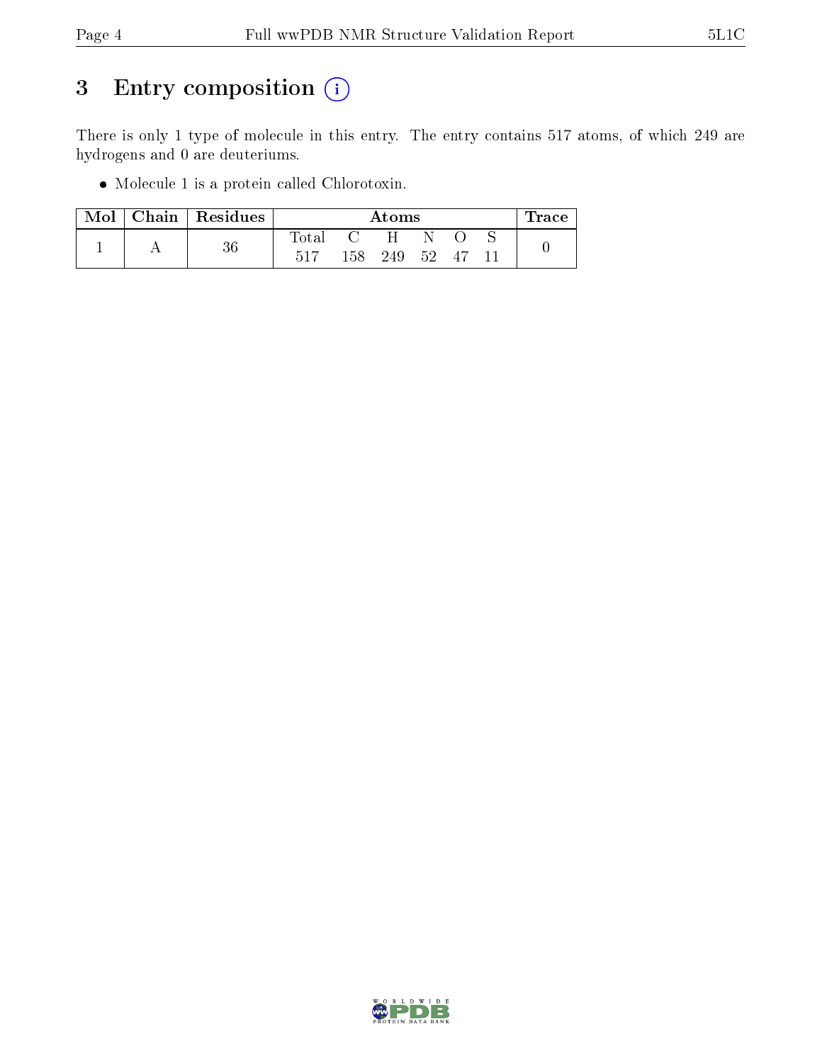# 3 Entry composition (i)

There is only 1 type of molecule in this entry. The entry contains 517 atoms, of which 249 are hydrogens and 0 are deuteriums.

- Molecule 1 is a protein called Chlorotoxin.

| Mol | Chain | Residues | Atoms | | | | | | Trace |
|---|---|---|---|---|---|---|---|---|---|
| | | | Total | C | H | N | O | S | |
| 1 | A | 36 | 517 | 158 | 249 | 52 | 47 | 11 | 0 |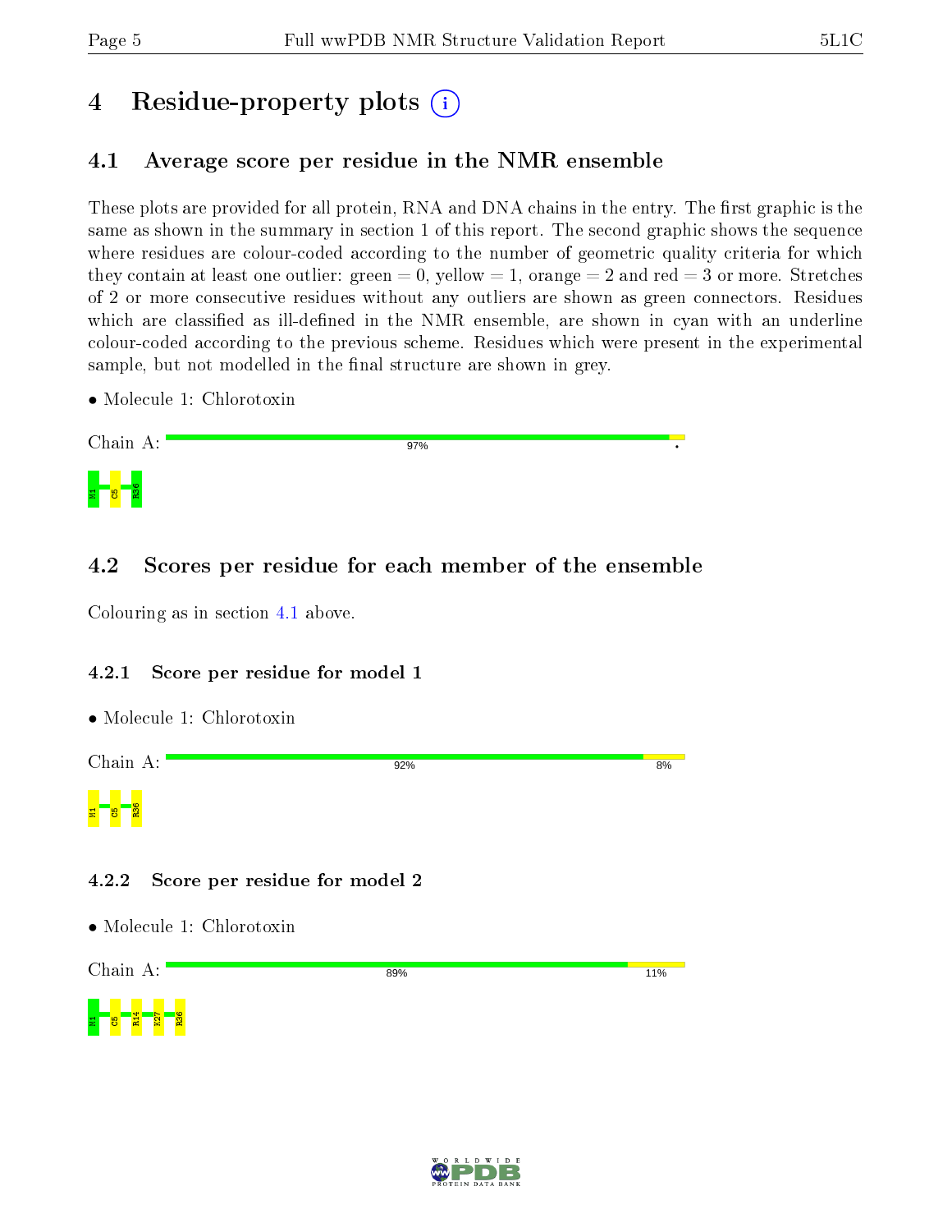# 4 Residue-property plots

## 4.1 Average score per residue in the NMR ensemble

These plots are provided for all protein, RNA and DNA chains in the entry. The first graphic is the same as shown in the summary in section 1 of this report. The second graphic shows the sequence where residues are colour-coded according to the number of geometric quality criteria for which they contain at least one outlier: green = 0, yellow = 1, orange = 2 and red = 3 or more. Stretches of 2 or more consecutive residues without any outliers are shown as green connectors. Residues which are classified as ill-defined in the NMR ensemble, are shown in cyan with an underline colour-coded according to the previous scheme. Residues which were present in the experimental sample, but not modelled in the final structure are shown in grey.

- Molecule 1: Chlorotoxin

Chain A: 97% •

M1 C5 R36

## 4.2 Scores per residue for each member of the ensemble

Colouring as in section 4.1 above.

### 4.2.1 Score per residue for model 1

- Molecule 1: Chlorotoxin

Chain A: 92% 8%

M1 C5 R36

### 4.2.2 Score per residue for model 2

- Molecule 1: Chlorotoxin

Chain A: 89% 11%

M1 C5 R14 K27 R36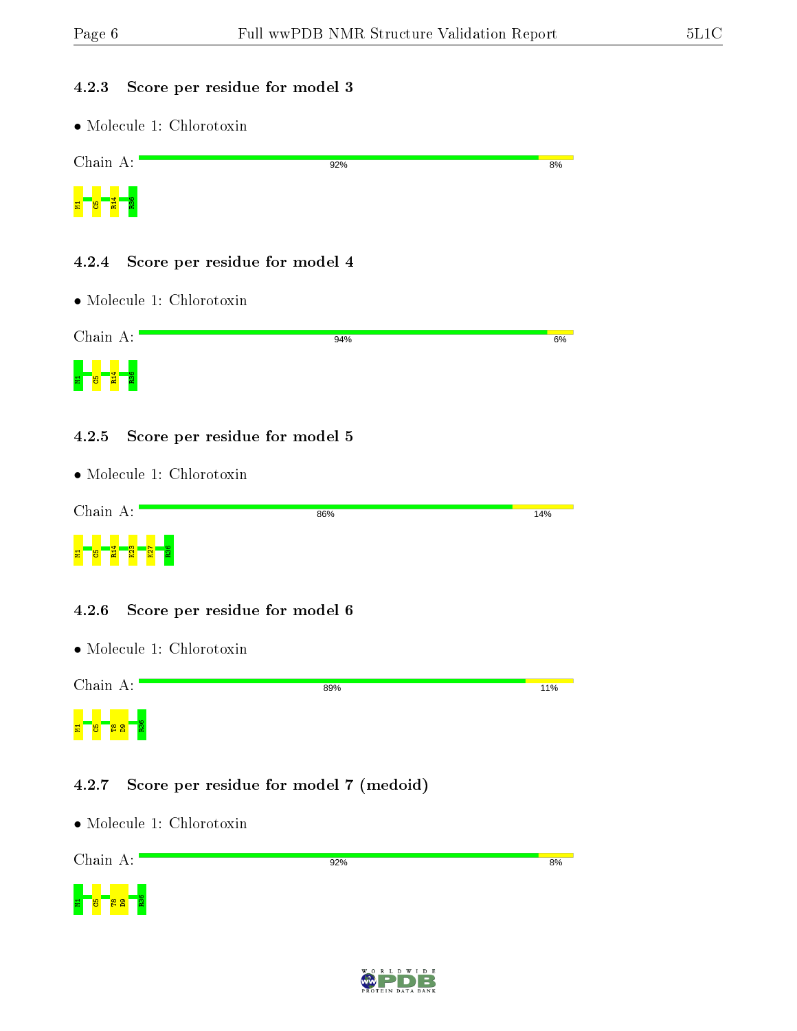### 4.2.3 Score per residue for model 3

- Molecule 1: Chlorotoxin

Chain A: 92% 8%

M1 C5 R14 R36

### 4.2.4 Score per residue for model 4

- Molecule 1: Chlorotoxin

Chain A: 94% 6%

M1 C5 R14 R36

### 4.2.5 Score per residue for model 5

- Molecule 1: Chlorotoxin

Chain A: 86% 14%

M1 C5 R14 K23 K27 R36

### 4.2.6 Score per residue for model 6

- Molecule 1: Chlorotoxin

Chain A: 89% 11%

M1 C5 T8 D9 R36

### 4.2.7 Score per residue for model 7 (medoid)

- Molecule 1: Chlorotoxin

Chain A: 92% 8%

M1 C5 T8 D9 R36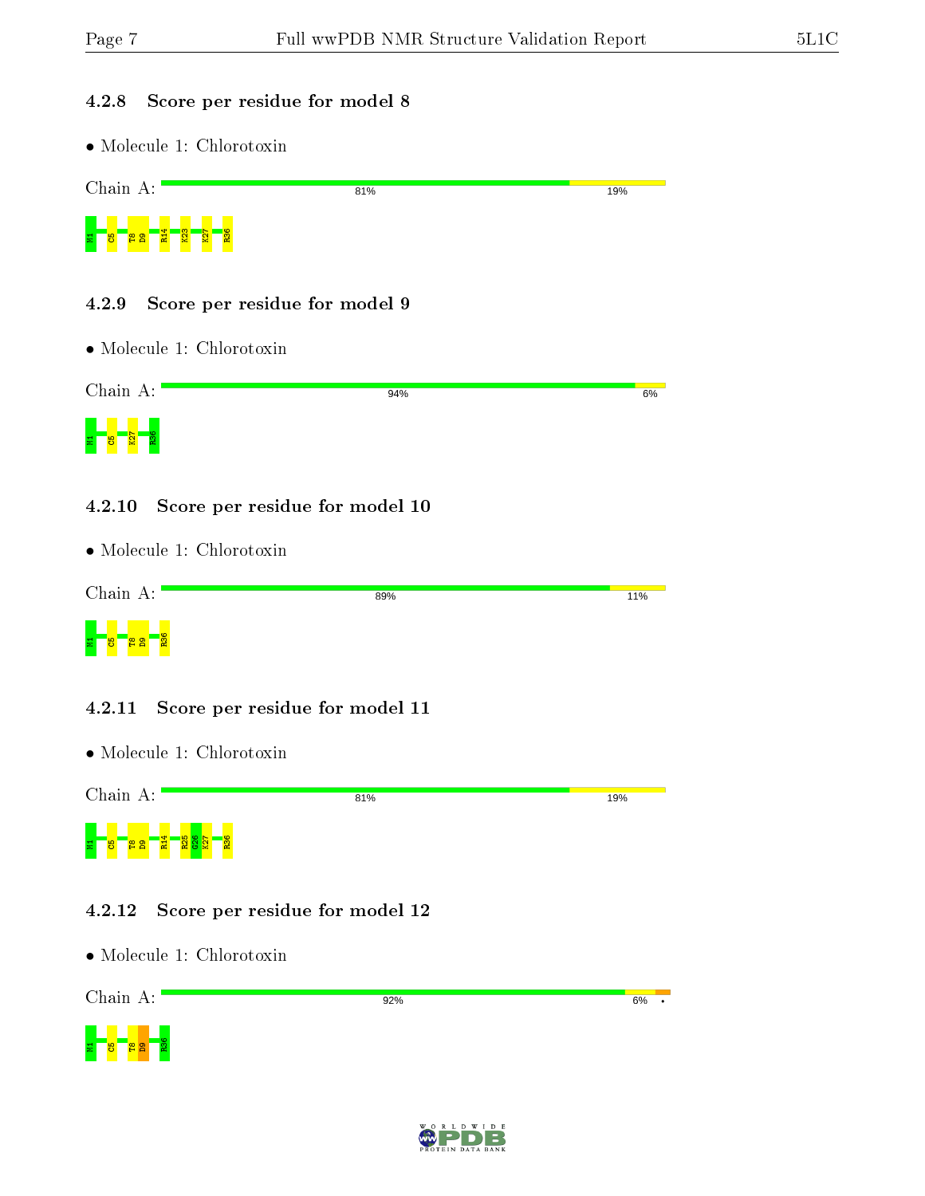### 4.2.8 Score per residue for model 8

- Molecule 1: Chlorotoxin

Chain A: 81% 19%

M1 C5 T8 D9 R14 K23 K27 R36

### 4.2.9 Score per residue for model 9

- Molecule 1: Chlorotoxin

Chain A: 94% 6%

M1 C5 K27 R36

### 4.2.10 Score per residue for model 10

- Molecule 1: Chlorotoxin

Chain A: 89% 11%

M1 C5 T8 D9 R36

### 4.2.11 Score per residue for model 11

- Molecule 1: Chlorotoxin

Chain A: 81% 19%

M1 C5 T8 D9 R14 R25 G26 K27 R36

### 4.2.12 Score per residue for model 12

- Molecule 1: Chlorotoxin

Chain A: 92% 6% •

M1 C5 T8 D9 R36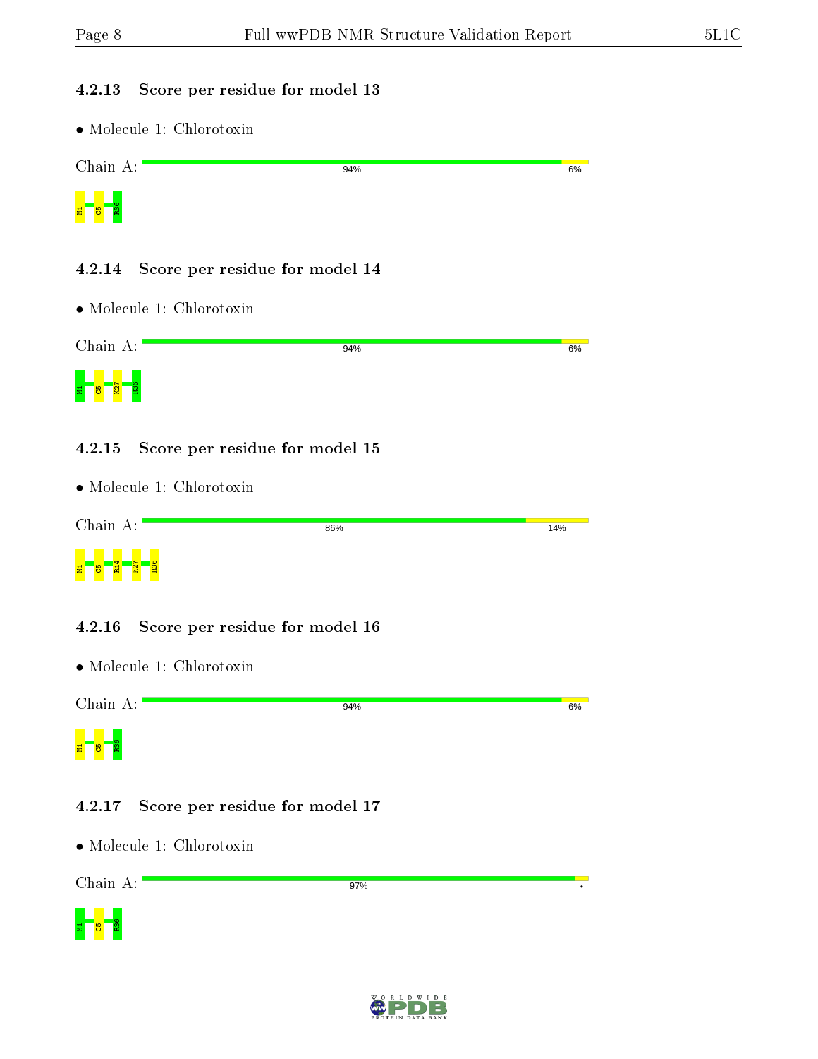#### 4.2.13 Score per residue for model 13

- Molecule 1: Chlorotoxin

Chain A: 94% 6%

M1 C5 R36

#### 4.2.14 Score per residue for model 14

- Molecule 1: Chlorotoxin

Chain A: 94% 6%

M1 C5 K27 R36

#### 4.2.15 Score per residue for model 15

- Molecule 1: Chlorotoxin

Chain A: 86% 14%

M1 C5 R14 K27 R36

#### 4.2.16 Score per residue for model 16

- Molecule 1: Chlorotoxin

Chain A: 94% 6%

M1 C5 R36

#### 4.2.17 Score per residue for model 17

- Molecule 1: Chlorotoxin

Chain A: 97% •

M1 C5 R36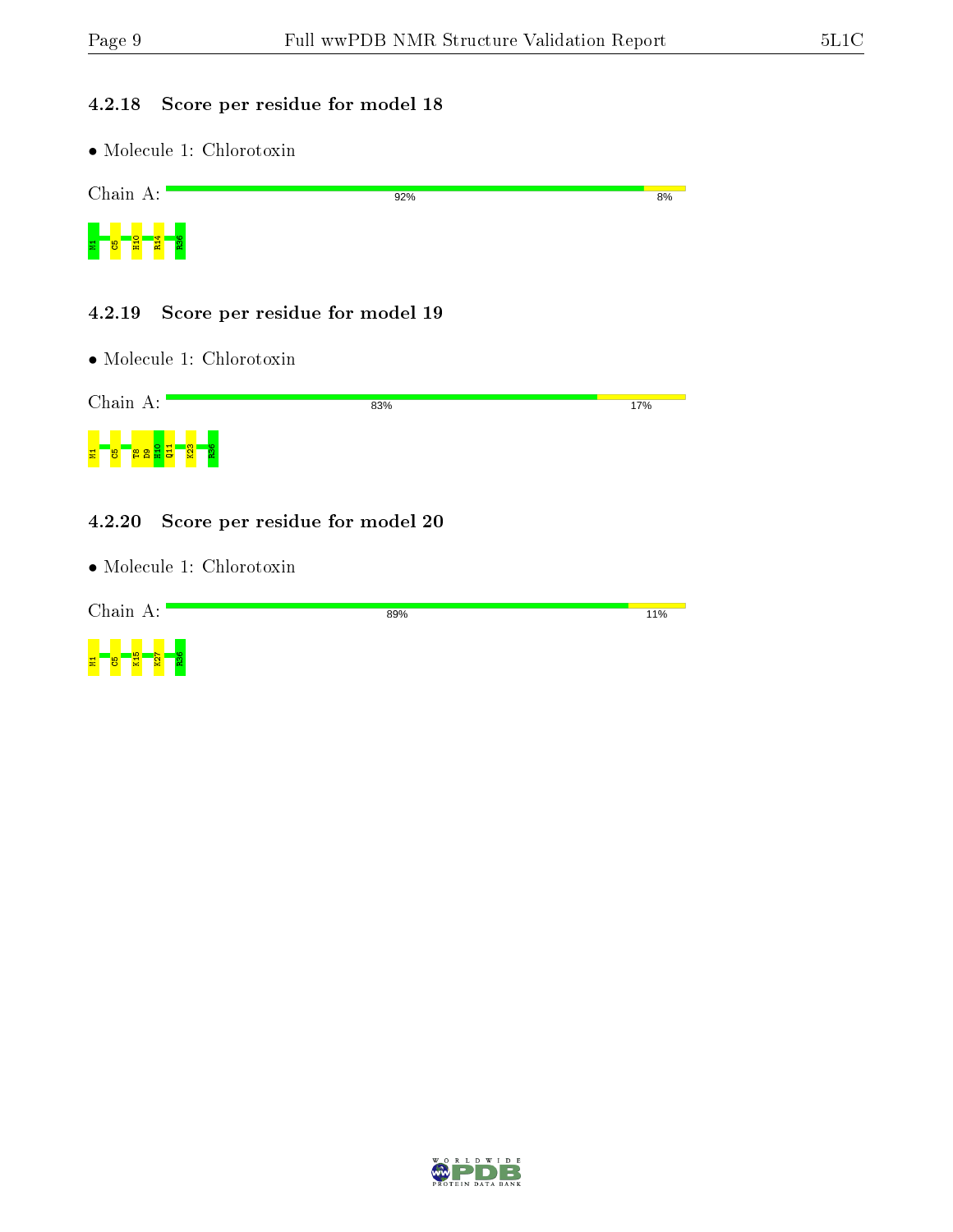#### 4.2.18 Score per residue for model 18

- Molecule 1: Chlorotoxin

Chain A: 92% 8%

M1 C5 H10 R14 R36

#### 4.2.19 Score per residue for model 19

- Molecule 1: Chlorotoxin

Chain A: 83% 17%

M1 C5 T8 D9 H10 Q11 K23 R36

#### 4.2.20 Score per residue for model 20

- Molecule 1: Chlorotoxin

Chain A: 89% 11%

M1 C5 K15 K27 R36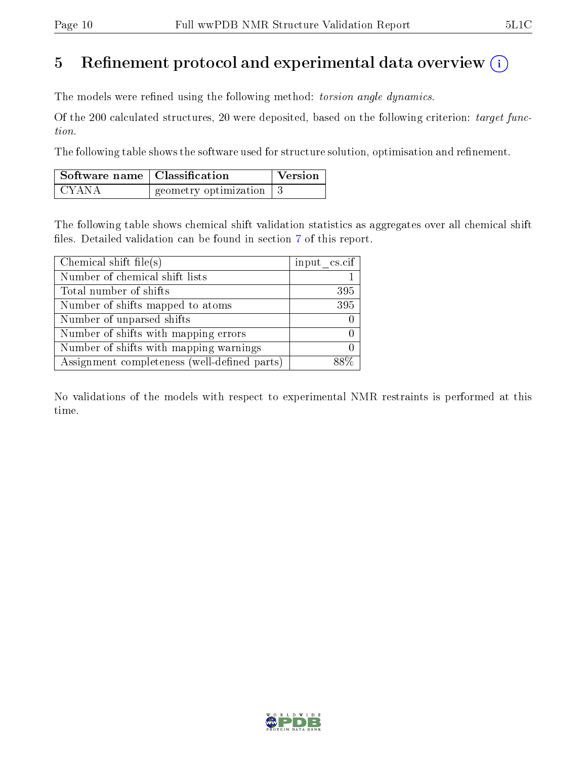# 5 Refinement protocol and experimental data overview (i)

The models were refined using the following method: *torsion angle dynamics*.

Of the 200 calculated structures, 20 were deposited, based on the following criterion: *target function*.

The following table shows the software used for structure solution, optimisation and refinement.

| Software name | Classification | Version |
|---|---|---|
| CYANA | geometry optimization | 3 |

The following table shows chemical shift validation statistics as aggregates over all chemical shift files. Detailed validation can be found in section 7 of this report.

| Chemical shift file(s) | input_cs.cif |
|---|---|
| Number of chemical shift lists | 1 |
| Total number of shifts | 395 |
| Number of shifts mapped to atoms | 395 |
| Number of unparsed shifts | 0 |
| Number of shifts with mapping errors | 0 |
| Number of shifts with mapping warnings | 0 |
| Assignment completeness (well-defined parts) | 88% |

No validations of the models with respect to experimental NMR restraints is performed at this time.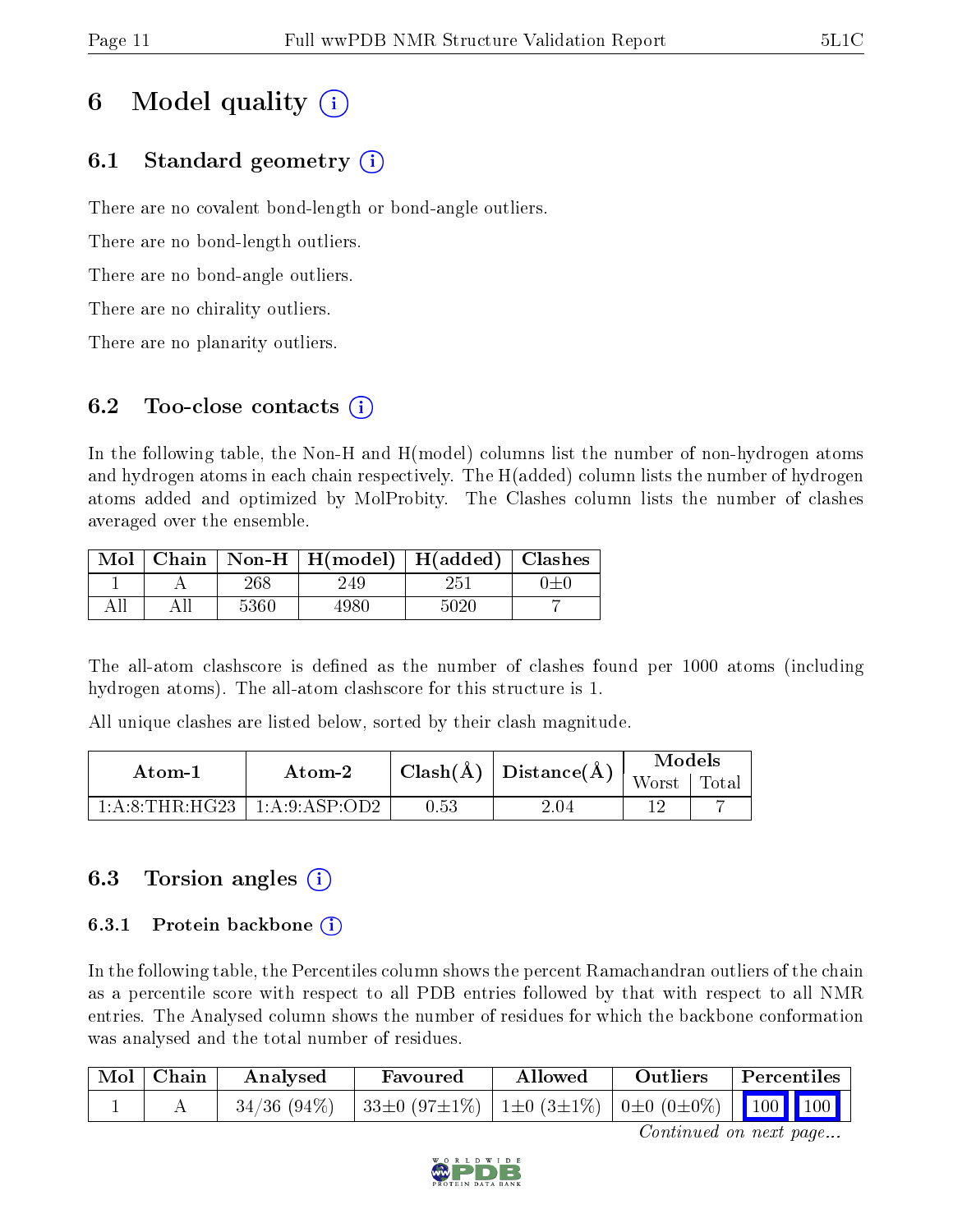# 6 Model quality (i)

## 6.1 Standard geometry (i)

There are no covalent bond-length or bond-angle outliers.

There are no bond-length outliers.

There are no bond-angle outliers.

There are no chirality outliers.

There are no planarity outliers.

## 6.2 Too-close contacts (i)

In the following table, the Non-H and H(model) columns list the number of non-hydrogen atoms and hydrogen atoms in each chain respectively. The H(added) column lists the number of hydrogen atoms added and optimized by MolProbity. The Clashes column lists the number of clashes averaged over the ensemble.

| Mol | Chain | Non-H | H(model) | H(added) | Clashes |
|---|---|---|---|---|---|
| 1 | A | 268 | 249 | 251 | 0±0 |
| All | All | 5360 | 4980 | 5020 | 7 |

The all-atom clashscore is defined as the number of clashes found per 1000 atoms (including hydrogen atoms). The all-atom clashscore for this structure is 1.

All unique clashes are listed below, sorted by their clash magnitude.

| Atom-1 | Atom-2 | Clash(Å) | Distance(Å) | Models | |
|---|---|---|---|---|---|
| | | | | Worst | Total |
| 1:A:8:THR:HG23 | 1:A:9:ASP:OD2 | 0.53 | 2.04 | 12 | 7 |

## 6.3 Torsion angles (i)

### 6.3.1 Protein backbone (i)

In the following table, the Percentiles column shows the percent Ramachandran outliers of the chain as a percentile score with respect to all PDB entries followed by that with respect to all NMR entries. The Analysed column shows the number of residues for which the backbone conformation was analysed and the total number of residues.

| Mol | Chain | Analysed | Favoured | Allowed | Outliers | Percentiles | |
|---|---|---|---|---|---|---|---|
| 1 | A | 34/36 (94%) | 33±0 (97±1%) | 1±0 (3±1%) | 0±0 (0±0%) | 100 | 100 |

*Continued on next page...*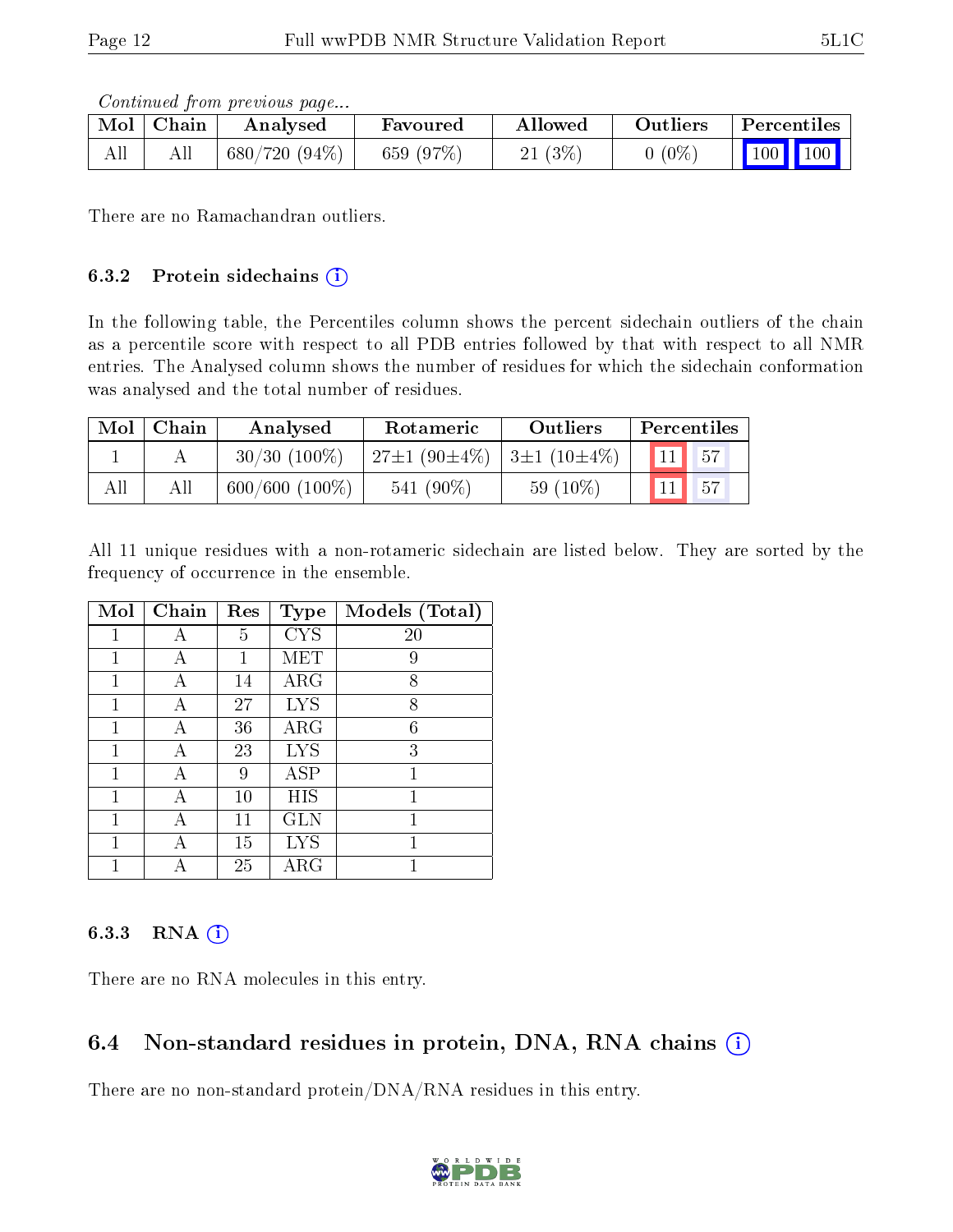*Continued from previous page...*

| Mol | Chain | Analysed | Favoured | Allowed | Outliers | Percentiles | |
|---|---|---|---|---|---|---|---|
| All | All | 680/720 (94%) | 659 (97%) | 21 (3%) | 0 (0%) | 100 | 100 |

There are no Ramachandran outliers.

### 6.3.2 Protein sidechains

In the following table, the Percentiles column shows the percent sidechain outliers of the chain as a percentile score with respect to all PDB entries followed by that with respect to all NMR entries. The Analysed column shows the number of residues for which the sidechain conformation was analysed and the total number of residues.

| Mol | Chain | Analysed | Rotameric | Outliers | Percentiles | |
|---|---|---|---|---|---|---|
| 1 | A | 30/30 (100%) | 27±1 (90±4%) | 3±1 (10±4%) | 11 | 57 |
| All | All | 600/600 (100%) | 541 (90%) | 59 (10%) | 11 | 57 |

All 11 unique residues with a non-rotameric sidechain are listed below. They are sorted by the frequency of occurrence in the ensemble.

| Mol | Chain | Res | Type | Models (Total) |
|---|---|---|---|---|
| 1 | A | 5 | CYS | 20 |
| 1 | A | 1 | MET | 9 |
| 1 | A | 14 | ARG | 8 |
| 1 | A | 27 | LYS | 8 |
| 1 | A | 36 | ARG | 6 |
| 1 | A | 23 | LYS | 3 |
| 1 | A | 9 | ASP | 1 |
| 1 | A | 10 | HIS | 1 |
| 1 | A | 11 | GLN | 1 |
| 1 | A | 15 | LYS | 1 |
| 1 | A | 25 | ARG | 1 |

### 6.3.3 RNA

There are no RNA molecules in this entry.

## 6.4 Non-standard residues in protein, DNA, RNA chains

There are no non-standard protein/DNA/RNA residues in this entry.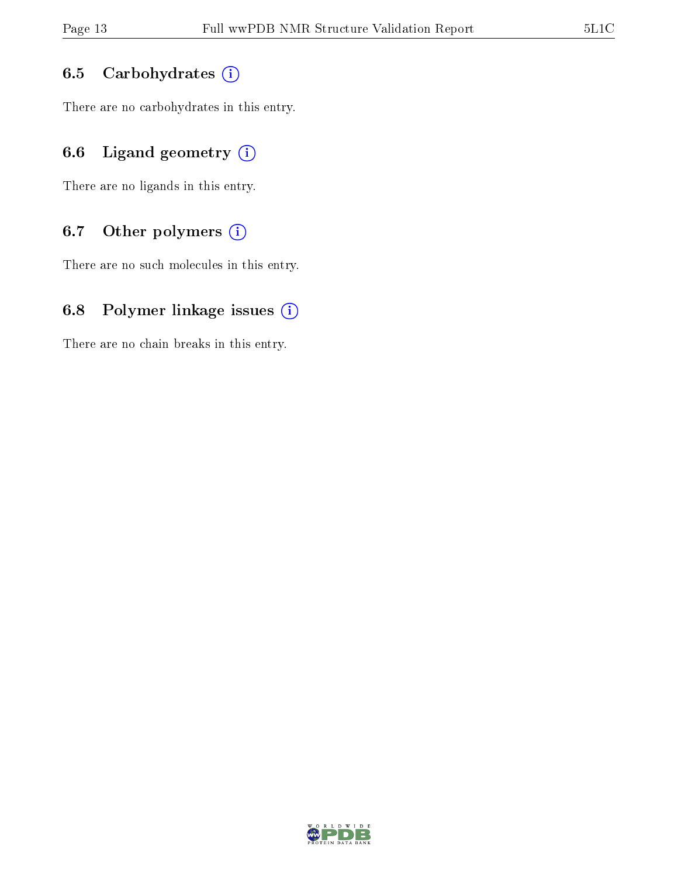### 6.5 Carbohydrates

There are no carbohydrates in this entry.

### 6.6 Ligand geometry

There are no ligands in this entry.

### 6.7 Other polymers

There are no such molecules in this entry.

### 6.8 Polymer linkage issues

There are no chain breaks in this entry.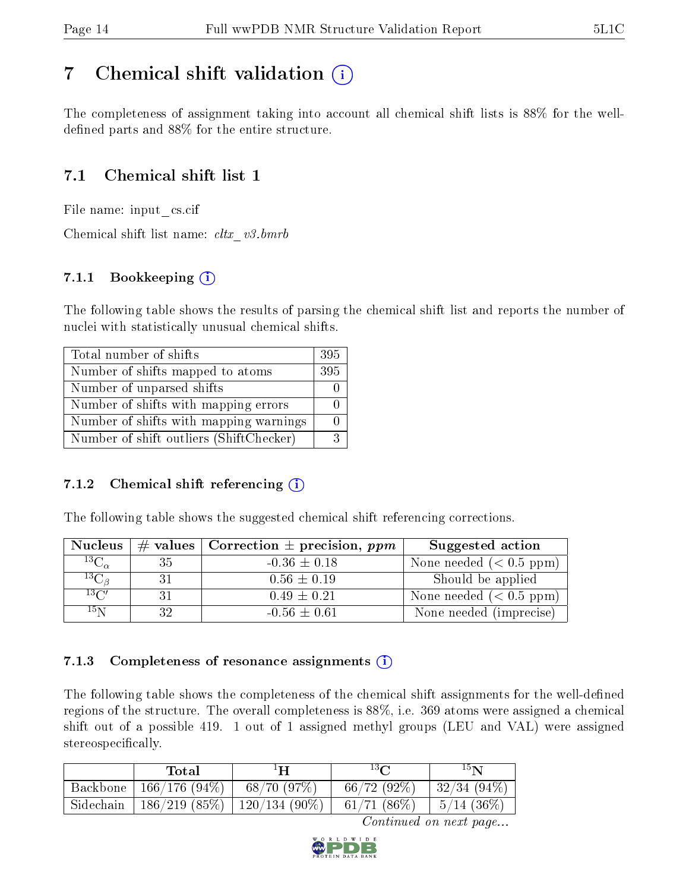# 7 Chemical shift validation

The completeness of assignment taking into account all chemical shift lists is 88% for the well-defined parts and 88% for the entire structure.

## 7.1 Chemical shift list 1

File name: input_cs.cif

Chemical shift list name: *cltx_v3.bmrb*

### 7.1.1 Bookkeeping

The following table shows the results of parsing the chemical shift list and reports the number of nuclei with statistically unusual chemical shifts.

| | |
|---|---|
| Total number of shifts | 395 |
| Number of shifts mapped to atoms | 395 |
| Number of unparsed shifts | 0 |
| Number of shifts with mapping errors | 0 |
| Number of shifts with mapping warnings | 0 |
| Number of shift outliers (ShiftChecker) | 3 |

### 7.1.2 Chemical shift referencing

The following table shows the suggested chemical shift referencing corrections.

| Nucleus | # values | Correction ± precision, *ppm* | Suggested action |
|---|---|---|---|
| $^{13}C_{\alpha}$ | 35 | -0.36 ± 0.18 | None needed (< 0.5 ppm) |
| $^{13}C_{\beta}$ | 31 | 0.56 ± 0.19 | Should be applied |
| $^{13}C'$ | 31 | 0.49 ± 0.21 | None needed (< 0.5 ppm) |
| $^{15}N$ | 32 | -0.56 ± 0.61 | None needed (imprecise) |

### 7.1.3 Completeness of resonance assignments

The following table shows the completeness of the chemical shift assignments for the well-defined regions of the structure. The overall completeness is 88%, i.e. 369 atoms were assigned a chemical shift out of a possible 419. 1 out of 1 assigned methyl groups (LEU and VAL) were assigned stereospecifically.

| | Total | $^{1}H$ | $^{13}C$ | $^{15}N$ |
|---|---|---|---|---|
| Backbone | 166/176 (94%) | 68/70 (97%) | 66/72 (92%) | 32/34 (94%) |
| Sidechain | 186/219 (85%) | 120/134 (90%) | 61/71 (86%) | 5/14 (36%) |

*Continued on next page...*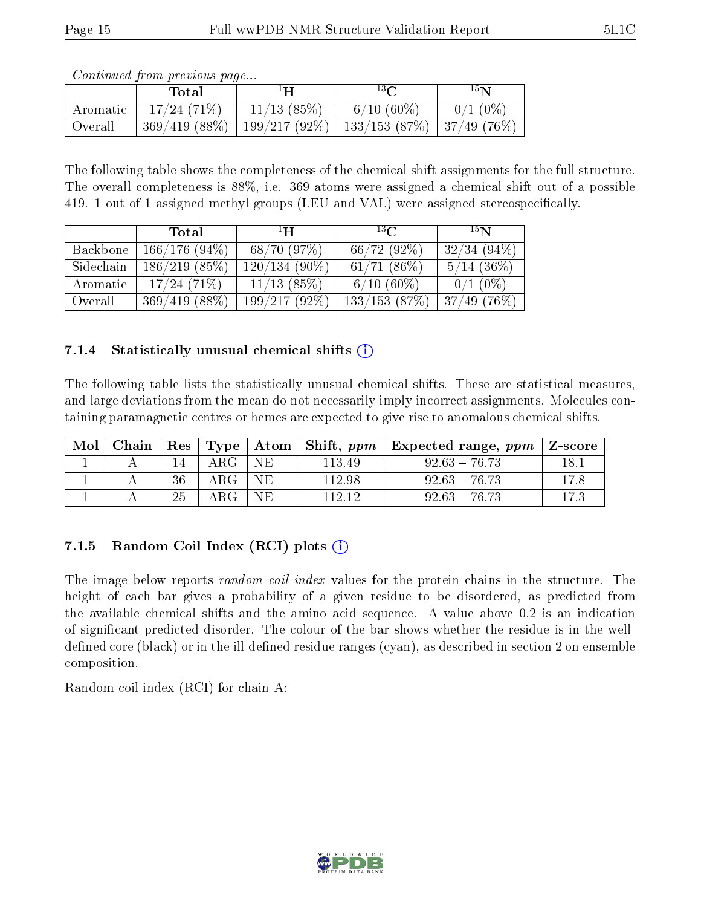*Continued from previous page...*

|  | Total | $^{1}$H | $^{13}$C | $^{15}$N |
|---|---|---|---|---|
| Aromatic | 17/24 (71%) | 11/13 (85%) | 6/10 (60%) | 0/1 (0%) |
| Overall | 369/419 (88%) | 199/217 (92%) | 133/153 (87%) | 37/49 (76%) |

The following table shows the completeness of the chemical shift assignments for the full structure. The overall completeness is 88%, i.e. 369 atoms were assigned a chemical shift out of a possible 419. 1 out of 1 assigned methyl groups (LEU and VAL) were assigned stereospecifically.

|  | Total | $^{1}$H | $^{13}$C | $^{15}$N |
|---|---|---|---|---|
| Backbone | 166/176 (94%) | 68/70 (97%) | 66/72 (92%) | 32/34 (94%) |
| Sidechain | 186/219 (85%) | 120/134 (90%) | 61/71 (86%) | 5/14 (36%) |
| Aromatic | 17/24 (71%) | 11/13 (85%) | 6/10 (60%) | 0/1 (0%) |
| Overall | 369/419 (88%) | 199/217 (92%) | 133/153 (87%) | 37/49 (76%) |

### 7.1.4 Statistically unusual chemical shifts

The following table lists the statistically unusual chemical shifts. These are statistical measures, and large deviations from the mean do not necessarily imply incorrect assignments. Molecules containing paramagnetic centres or hemes are expected to give rise to anomalous chemical shifts.

| Mol | Chain | Res | Type | Atom | Shift, *ppm* | Expected range, *ppm* | Z-score |
|---|---|---|---|---|---|---|---|
| 1 | A | 14 | ARG | NE | 113.49 | 92.63 – 76.73 | 18.1 |
| 1 | A | 36 | ARG | NE | 112.98 | 92.63 – 76.73 | 17.8 |
| 1 | A | 25 | ARG | NE | 112.12 | 92.63 – 76.73 | 17.3 |

### 7.1.5 Random Coil Index (RCI) plots

The image below reports *random coil index* values for the protein chains in the structure. The height of each bar gives a probability of a given residue to be disordered, as predicted from the available chemical shifts and the amino acid sequence. A value above 0.2 is an indication of significant predicted disorder. The colour of the bar shows whether the residue is in the well-defined core (black) or in the ill-defined residue ranges (cyan), as described in section 2 on ensemble composition.

Random coil index (RCI) for chain A: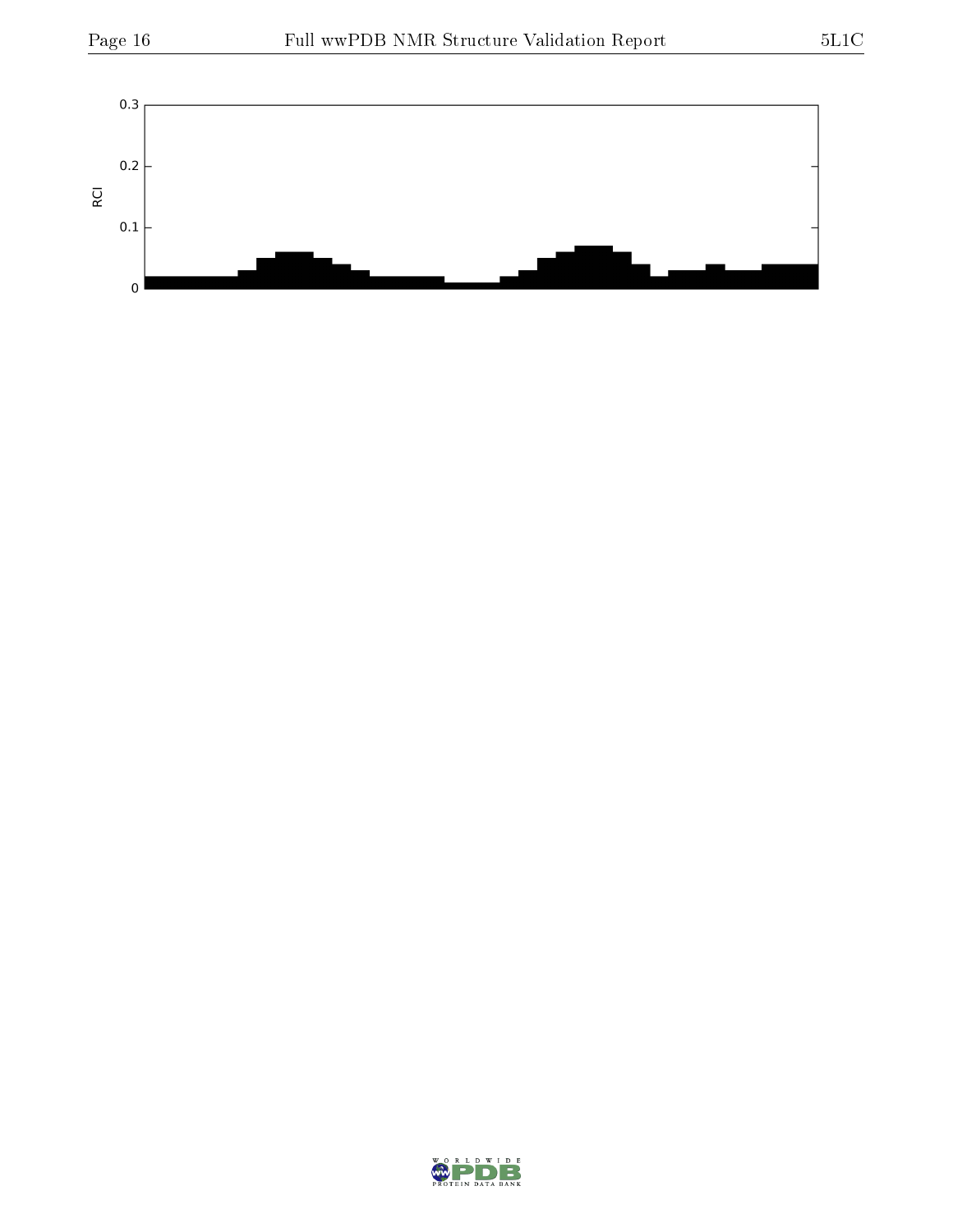RCI

0.3

0.2

0.1

0